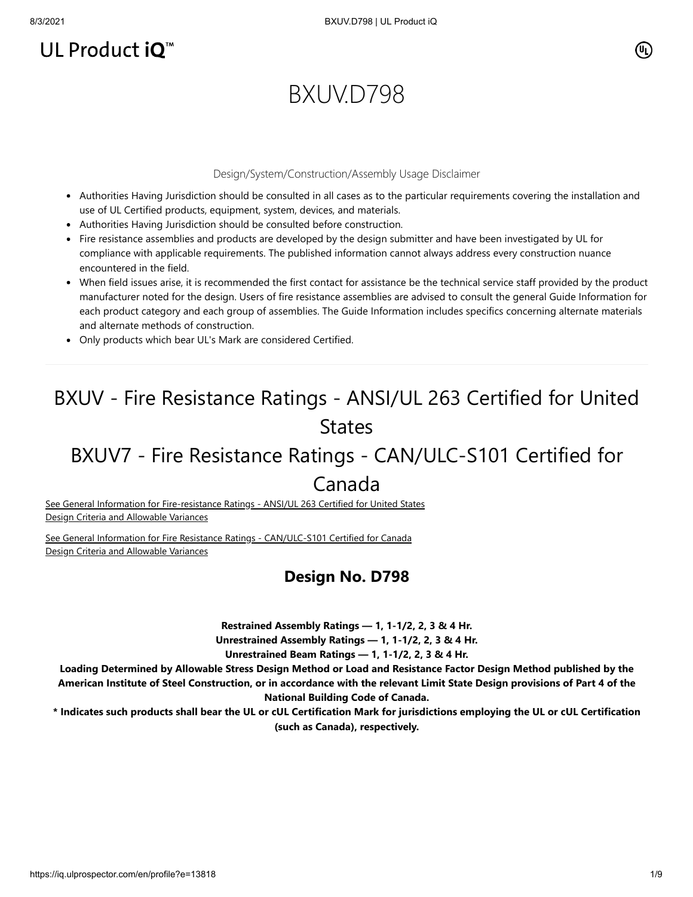UL Product iQ™

# BXUV.D798

Design/System/Construction/Assembly Usage Disclaimer

- Authorities Having Jurisdiction should be consulted in all cases as to the particular requirements covering the installation and use of UL Certified products, equipment, system, devices, and materials.
- Authorities Having Jurisdiction should be consulted before construction.
- Fire resistance assemblies and products are developed by the design submitter and have been investigated by UL for compliance with applicable requirements. The published information cannot always address every construction nuance encountered in the field.
- When field issues arise, it is recommended the first contact for assistance be the technical service staff provided by the product manufacturer noted for the design. Users of fire resistance assemblies are advised to consult the general Guide Information for each product category and each group of assemblies. The Guide Information includes specifics concerning alternate materials and alternate methods of construction.
- Only products which bear UL's Mark are considered Certified.

---

## BXUV - Fire Resistance Ratings - ANSI/UL 263 Certified for United States

## BXUV7 - Fire Resistance Ratings - CAN/ULC-S101 Certified for Canada

See General Information for Fire-resistance Ratings - ANSI/UL 263 Certified for United States
Design Criteria and Allowable Variances

See General Information for Fire Resistance Ratings - CAN/ULC-S101 Certified for Canada
Design Criteria and Allowable Variances

### Design No. D798

**Restrained Assembly Ratings — 1, 1-1/2, 2, 3 & 4 Hr.**

**Unrestrained Assembly Ratings — 1, 1-1/2, 2, 3 & 4 Hr.**

**Unrestrained Beam Ratings — 1, 1-1/2, 2, 3 & 4 Hr.**

**Loading Determined by Allowable Stress Design Method or Load and Resistance Factor Design Method published by the American Institute of Steel Construction, or in accordance with the relevant Limit State Design provisions of Part 4 of the National Building Code of Canada.**

**\* Indicates such products shall bear the UL or cUL Certification Mark for jurisdictions employing the UL or cUL Certification (such as Canada), respectively.**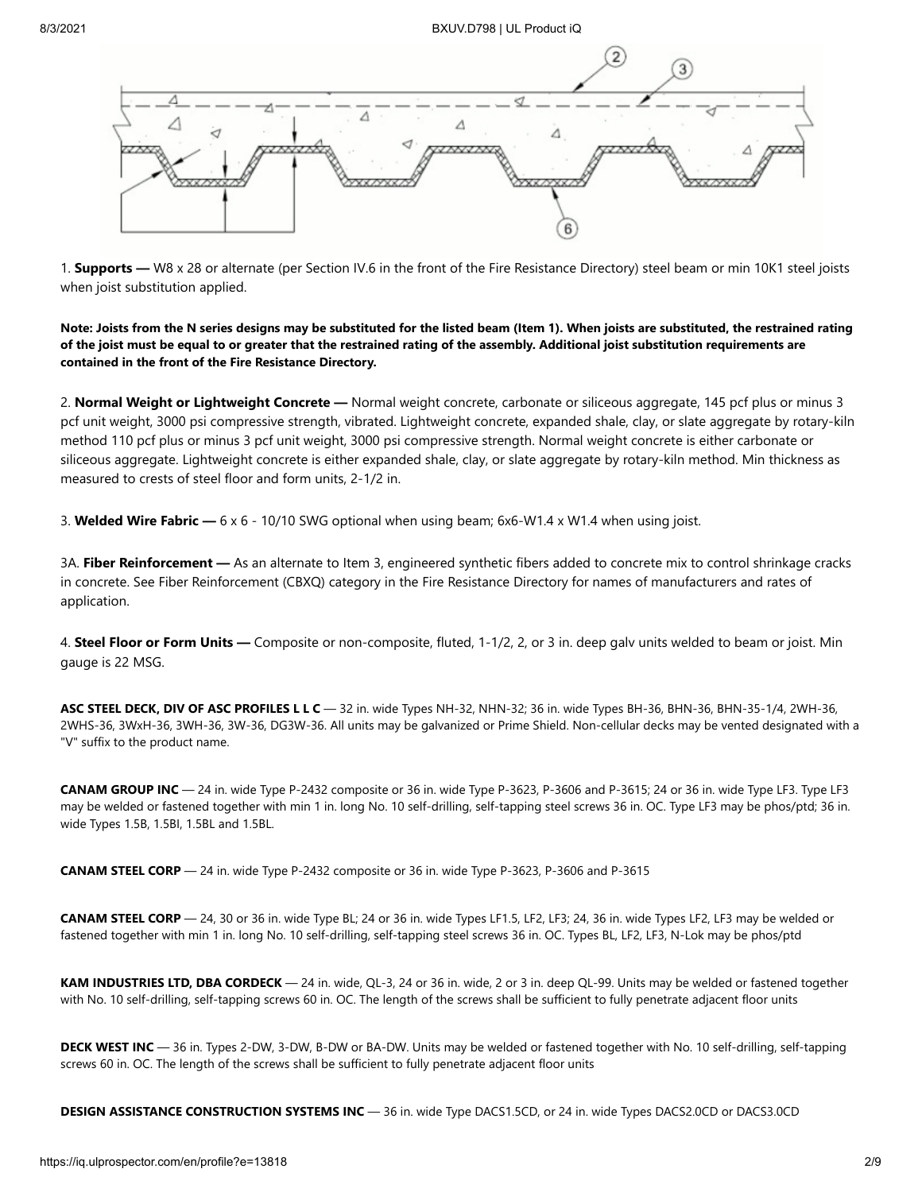1. **Supports —** W8 x 28 or alternate (per Section IV.6 in the front of the Fire Resistance Directory) steel beam or min 10K1 steel joists when joist substitution applied.

**Note: Joists from the N series designs may be substituted for the listed beam (Item 1). When joists are substituted, the restrained rating of the joist must be equal to or greater that the restrained rating of the assembly. Additional joist substitution requirements are contained in the front of the Fire Resistance Directory.**

2. **Normal Weight or Lightweight Concrete —** Normal weight concrete, carbonate or siliceous aggregate, 145 pcf plus or minus 3 pcf unit weight, 3000 psi compressive strength, vibrated. Lightweight concrete, expanded shale, clay, or slate aggregate by rotary-kiln method 110 pcf plus or minus 3 pcf unit weight, 3000 psi compressive strength. Normal weight concrete is either carbonate or siliceous aggregate. Lightweight concrete is either expanded shale, clay, or slate aggregate by rotary-kiln method. Min thickness as measured to crests of steel floor and form units, 2-1/2 in.

3. **Welded Wire Fabric —** 6 x 6 - 10/10 SWG optional when using beam; 6x6-W1.4 x W1.4 when using joist.

3A. **Fiber Reinforcement —** As an alternate to Item 3, engineered synthetic fibers added to concrete mix to control shrinkage cracks in concrete. See Fiber Reinforcement (CBXQ) category in the Fire Resistance Directory for names of manufacturers and rates of application.

4. **Steel Floor or Form Units —** Composite or non-composite, fluted, 1-1/2, 2, or 3 in. deep galv units welded to beam or joist. Min gauge is 22 MSG.

**ASC STEEL DECK, DIV OF ASC PROFILES L L C** — 32 in. wide Types NH-32, NHN-32; 36 in. wide Types BH-36, BHN-36, BHN-35-1/4, 2WH-36, 2WHS-36, 3WxH-36, 3WH-36, 3W-36, DG3W-36. All units may be galvanized or Prime Shield. Non-cellular decks may be vented designated with a "V" suffix to the product name.

**CANAM GROUP INC** — 24 in. wide Type P-2432 composite or 36 in. wide Type P-3623, P-3606 and P-3615; 24 or 36 in. wide Type LF3. Type LF3 may be welded or fastened together with min 1 in. long No. 10 self-drilling, self-tapping steel screws 36 in. OC. Type LF3 may be phos/ptd; 36 in. wide Types 1.5B, 1.5BI, 1.5BL and 1.5BL.

**CANAM STEEL CORP** — 24 in. wide Type P-2432 composite or 36 in. wide Type P-3623, P-3606 and P-3615

**CANAM STEEL CORP** — 24, 30 or 36 in. wide Type BL; 24 or 36 in. wide Types LF1.5, LF2, LF3; 24, 36 in. wide Types LF2, LF3 may be welded or fastened together with min 1 in. long No. 10 self-drilling, self-tapping steel screws 36 in. OC. Types BL, LF2, LF3, N-Lok may be phos/ptd

**KAM INDUSTRIES LTD, DBA CORDECK** — 24 in. wide, QL-3, 24 or 36 in. wide, 2 or 3 in. deep QL-99. Units may be welded or fastened together with No. 10 self-drilling, self-tapping screws 60 in. OC. The length of the screws shall be sufficient to fully penetrate adjacent floor units

**DECK WEST INC** — 36 in. Types 2-DW, 3-DW, B-DW or BA-DW. Units may be welded or fastened together with No. 10 self-drilling, self-tapping screws 60 in. OC. The length of the screws shall be sufficient to fully penetrate adjacent floor units

**DESIGN ASSISTANCE CONSTRUCTION SYSTEMS INC** — 36 in. wide Type DACS1.5CD, or 24 in. wide Types DACS2.0CD or DACS3.0CD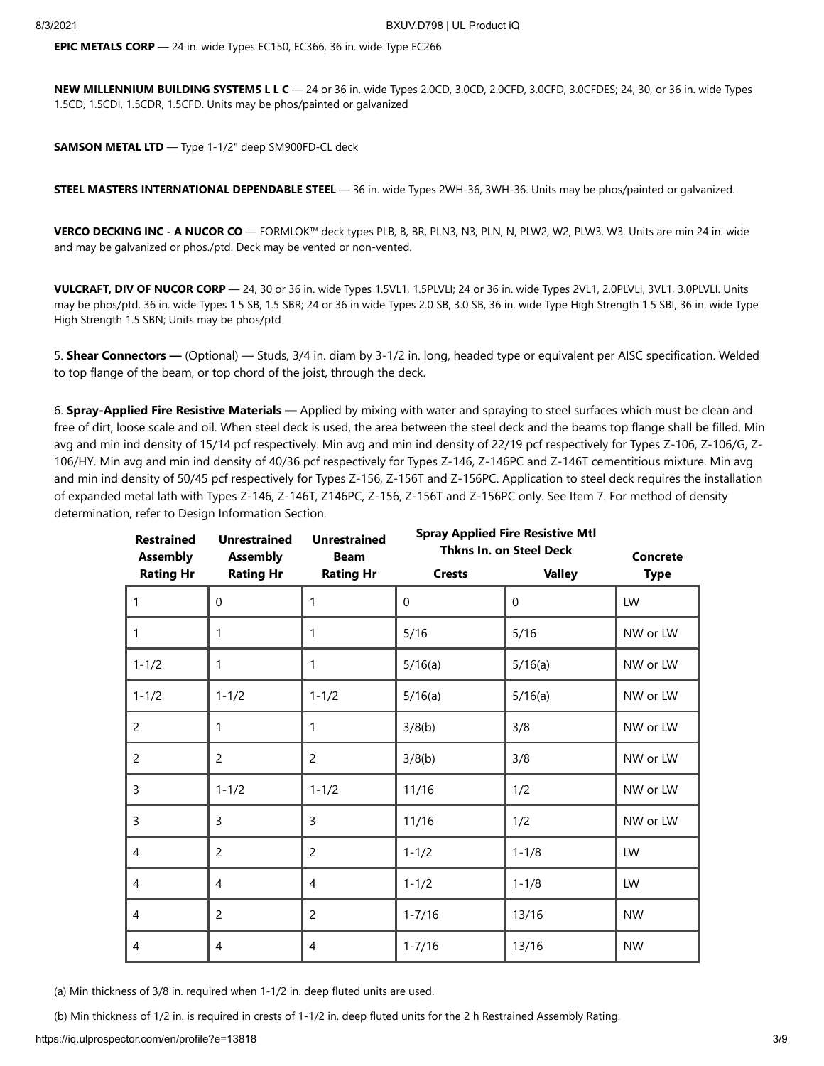**EPIC METALS CORP** — 24 in. wide Types EC150, EC366, 36 in. wide Type EC266

**NEW MILLENNIUM BUILDING SYSTEMS L L C** — 24 or 36 in. wide Types 2.0CD, 3.0CD, 2.0CFD, 3.0CFD, 3.0CFDES; 24, 30, or 36 in. wide Types 1.5CD, 1.5CDI, 1.5CDR, 1.5CFD. Units may be phos/painted or galvanized

**SAMSON METAL LTD** — Type 1-1/2" deep SM900FD-CL deck

**STEEL MASTERS INTERNATIONAL DEPENDABLE STEEL** — 36 in. wide Types 2WH-36, 3WH-36. Units may be phos/painted or galvanized.

**VERCO DECKING INC - A NUCOR CO** — FORMLOK™ deck types PLB, B, BR, PLN3, N3, PLN, N, PLW2, W2, PLW3, W3. Units are min 24 in. wide and may be galvanized or phos./ptd. Deck may be vented or non-vented.

**VULCRAFT, DIV OF NUCOR CORP** — 24, 30 or 36 in. wide Types 1.5VL1, 1.5PLVLI; 24 or 36 in. wide Types 2VL1, 2.0PLVLI, 3VL1, 3.0PLVLI. Units may be phos/ptd. 36 in. wide Types 1.5 SB, 1.5 SBR; 24 or 36 in wide Types 2.0 SB, 3.0 SB, 36 in. wide Type High Strength 1.5 SBI, 36 in. wide Type High Strength 1.5 SBN; Units may be phos/ptd

5. **Shear Connectors —** (Optional) — Studs, 3/4 in. diam by 3-1/2 in. long, headed type or equivalent per AISC specification. Welded to top flange of the beam, or top chord of the joist, through the deck.

6. **Spray-Applied Fire Resistive Materials —** Applied by mixing with water and spraying to steel surfaces which must be clean and free of dirt, loose scale and oil. When steel deck is used, the area between the steel deck and the beams top flange shall be filled. Min avg and min ind density of 15/14 pcf respectively. Min avg and min ind density of 22/19 pcf respectively for Types Z-106, Z-106/G, Z-106/HY. Min avg and min ind density of 40/36 pcf respectively for Types Z-146, Z-146PC and Z-146T cementitious mixture. Min avg and min ind density of 50/45 pcf respectively for Types Z-156, Z-156T and Z-156PC. Application to steel deck requires the installation of expanded metal lath with Types Z-146, Z-146T, Z146PC, Z-156, Z-156T and Z-156PC only. See Item 7. For method of density determination, refer to Design Information Section.

| Restrained Assembly Rating Hr | Unrestrained Assembly Rating Hr | Unrestrained Beam Rating Hr | Spray Applied Fire Resistive Mtl Thkns In. on Steel Deck | | Concrete Type |
|---|---|---|---|---|---|
| | | | Crests | Valley | |
| 1 | 0 | 1 | 0 | 0 | LW |
| 1 | 1 | 1 | 5/16 | 5/16 | NW or LW |
| 1-1/2 | 1 | 1 | 5/16(a) | 5/16(a) | NW or LW |
| 1-1/2 | 1-1/2 | 1-1/2 | 5/16(a) | 5/16(a) | NW or LW |
| 2 | 1 | 1 | 3/8(b) | 3/8 | NW or LW |
| 2 | 2 | 2 | 3/8(b) | 3/8 | NW or LW |
| 3 | 1-1/2 | 1-1/2 | 11/16 | 1/2 | NW or LW |
| 3 | 3 | 3 | 11/16 | 1/2 | NW or LW |
| 4 | 2 | 2 | 1-1/2 | 1-1/8 | LW |
| 4 | 4 | 4 | 1-1/2 | 1-1/8 | LW |
| 4 | 2 | 2 | 1-7/16 | 13/16 | NW |
| 4 | 4 | 4 | 1-7/16 | 13/16 | NW |

(a) Min thickness of 3/8 in. required when 1-1/2 in. deep fluted units are used.

(b) Min thickness of 1/2 in. is required in crests of 1-1/2 in. deep fluted units for the 2 h Restrained Assembly Rating.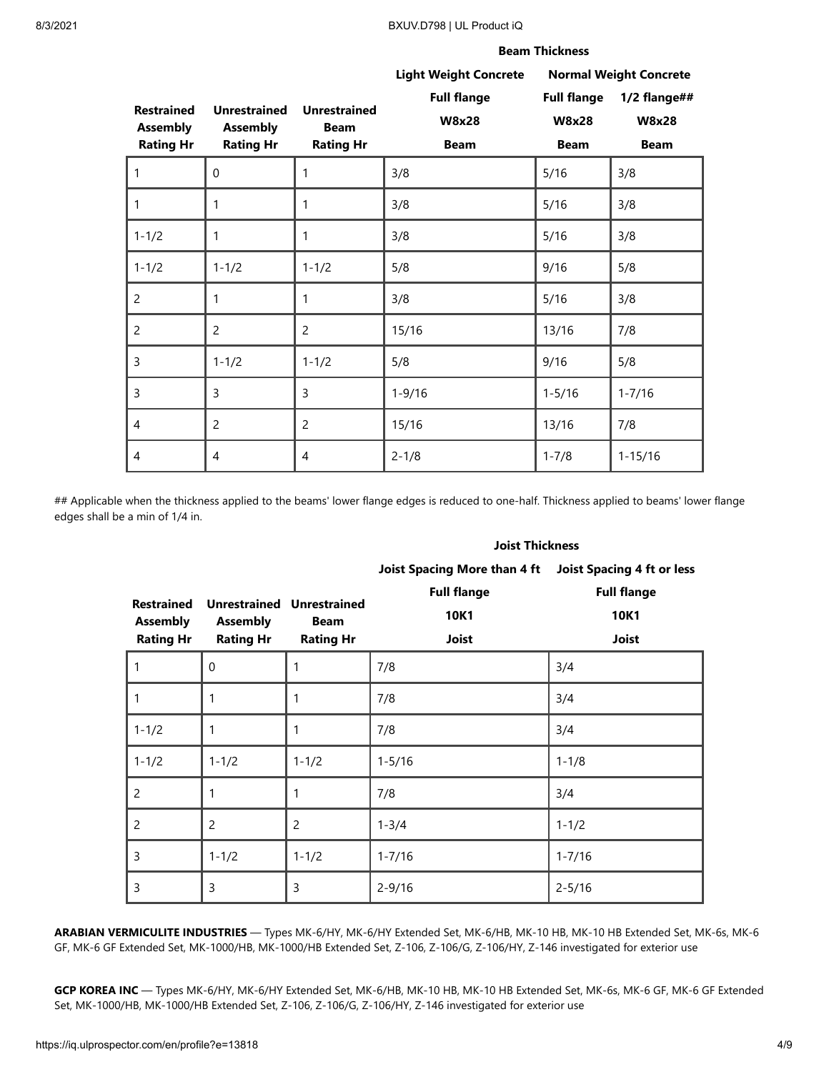| Restrained Assembly Rating Hr | Unrestrained Assembly Rating Hr | Unrestrained Beam Rating Hr | Beam Thickness | | |
|---|---|---|---|---|---|
| | | | Light Weight Concrete | Normal Weight Concrete | |
| | | | Full flange W8x28 Beam | Full flange W8x28 Beam | 1/2 flange## W8x28 Beam |
| 1 | 0 | 1 | 3/8 | 5/16 | 3/8 |
| 1 | 1 | 1 | 3/8 | 5/16 | 3/8 |
| 1-1/2 | 1 | 1 | 3/8 | 5/16 | 3/8 |
| 1-1/2 | 1-1/2 | 1-1/2 | 5/8 | 9/16 | 5/8 |
| 2 | 1 | 1 | 3/8 | 5/16 | 3/8 |
| 2 | 2 | 2 | 15/16 | 13/16 | 7/8 |
| 3 | 1-1/2 | 1-1/2 | 5/8 | 9/16 | 5/8 |
| 3 | 3 | 3 | 1-9/16 | 1-5/16 | 1-7/16 |
| 4 | 2 | 2 | 15/16 | 13/16 | 7/8 |
| 4 | 4 | 4 | 2-1/8 | 1-7/8 | 1-15/16 |

## Applicable when the thickness applied to the beams' lower flange edges is reduced to one-half. Thickness applied to beams' lower flange edges shall be a min of 1/4 in.

| Restrained Assembly Rating Hr | Unrestrained Assembly Rating Hr | Unrestrained Beam Rating Hr | Joist Thickness | |
|---|---|---|---|---|
| | | | Joist Spacing More than 4 ft | Joist Spacing 4 ft or less |
| | | | Full flange 10K1 Joist | Full flange 10K1 Joist |
| 1 | 0 | 1 | 7/8 | 3/4 |
| 1 | 1 | 1 | 7/8 | 3/4 |
| 1-1/2 | 1 | 1 | 7/8 | 3/4 |
| 1-1/2 | 1-1/2 | 1-1/2 | 1-5/16 | 1-1/8 |
| 2 | 1 | 1 | 7/8 | 3/4 |
| 2 | 2 | 2 | 1-3/4 | 1-1/2 |
| 3 | 1-1/2 | 1-1/2 | 1-7/16 | 1-7/16 |
| 3 | 3 | 3 | 2-9/16 | 2-5/16 |

**ARABIAN VERMICULITE INDUSTRIES** — Types MK-6/HY, MK-6/HY Extended Set, MK-6/HB, MK-10 HB, MK-10 HB Extended Set, MK-6s, MK-6 GF, MK-6 GF Extended Set, MK-1000/HB, MK-1000/HB Extended Set, Z-106, Z-106/G, Z-106/HY, Z-146 investigated for exterior use

**GCP KOREA INC** — Types MK-6/HY, MK-6/HY Extended Set, MK-6/HB, MK-10 HB, MK-10 HB Extended Set, MK-6s, MK-6 GF, MK-6 GF Extended Set, MK-1000/HB, MK-1000/HB Extended Set, Z-106, Z-106/G, Z-106/HY, Z-146 investigated for exterior use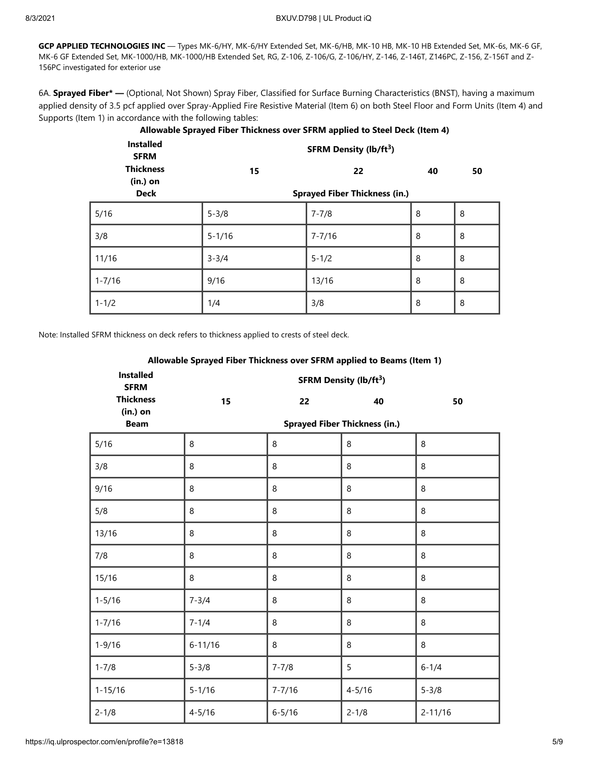**GCP APPLIED TECHNOLOGIES INC** — Types MK-6/HY, MK-6/HY Extended Set, MK-6/HB, MK-10 HB, MK-10 HB Extended Set, MK-6s, MK-6 GF, MK-6 GF Extended Set, MK-1000/HB, MK-1000/HB Extended Set, RG, Z-106, Z-106/G, Z-106/HY, Z-146, Z-146T, Z146PC, Z-156, Z-156T and Z-156PC investigated for exterior use

6A. **Sprayed Fiber\* —** (Optional, Not Shown) Spray Fiber, Classified for Surface Burning Characteristics (BNST), having a maximum applied density of 3.5 pcf applied over Spray-Applied Fire Resistive Material (Item 6) on both Steel Floor and Form Units (Item 4) and Supports (Item 1) in accordance with the following tables:

**Allowable Sprayed Fiber Thickness over SFRM applied to Steel Deck (Item 4)**

| Installed SFRM Thickness (in.) on Deck | SFRM Density (lb/ft$^3$) | | | |
|---|---|---|---|---|
| | 15 | 22 | 40 | 50 |
| | Sprayed Fiber Thickness (in.) | | | |
| 5/16 | 5-3/8 | 7-7/8 | 8 | 8 |
| 3/8 | 5-1/16 | 7-7/16 | 8 | 8 |
| 11/16 | 3-3/4 | 5-1/2 | 8 | 8 |
| 1-7/16 | 9/16 | 13/16 | 8 | 8 |
| 1-1/2 | 1/4 | 3/8 | 8 | 8 |

Note: Installed SFRM thickness on deck refers to thickness applied to crests of steel deck.

**Allowable Sprayed Fiber Thickness over SFRM applied to Beams (Item 1)**

| Installed SFRM Thickness (in.) on Beam | SFRM Density (lb/ft$^3$) | | | |
|---|---|---|---|---|
| | 15 | 22 | 40 | 50 |
| | Sprayed Fiber Thickness (in.) | | | |
| 5/16 | 8 | 8 | 8 | 8 |
| 3/8 | 8 | 8 | 8 | 8 |
| 9/16 | 8 | 8 | 8 | 8 |
| 5/8 | 8 | 8 | 8 | 8 |
| 13/16 | 8 | 8 | 8 | 8 |
| 7/8 | 8 | 8 | 8 | 8 |
| 15/16 | 8 | 8 | 8 | 8 |
| 1-5/16 | 7-3/4 | 8 | 8 | 8 |
| 1-7/16 | 7-1/4 | 8 | 8 | 8 |
| 1-9/16 | 6-11/16 | 8 | 8 | 8 |
| 1-7/8 | 5-3/8 | 7-7/8 | 5 | 6-1/4 |
| 1-15/16 | 5-1/16 | 7-7/16 | 4-5/16 | 5-3/8 |
| 2-1/8 | 4-5/16 | 6-5/16 | 2-1/8 | 2-11/16 |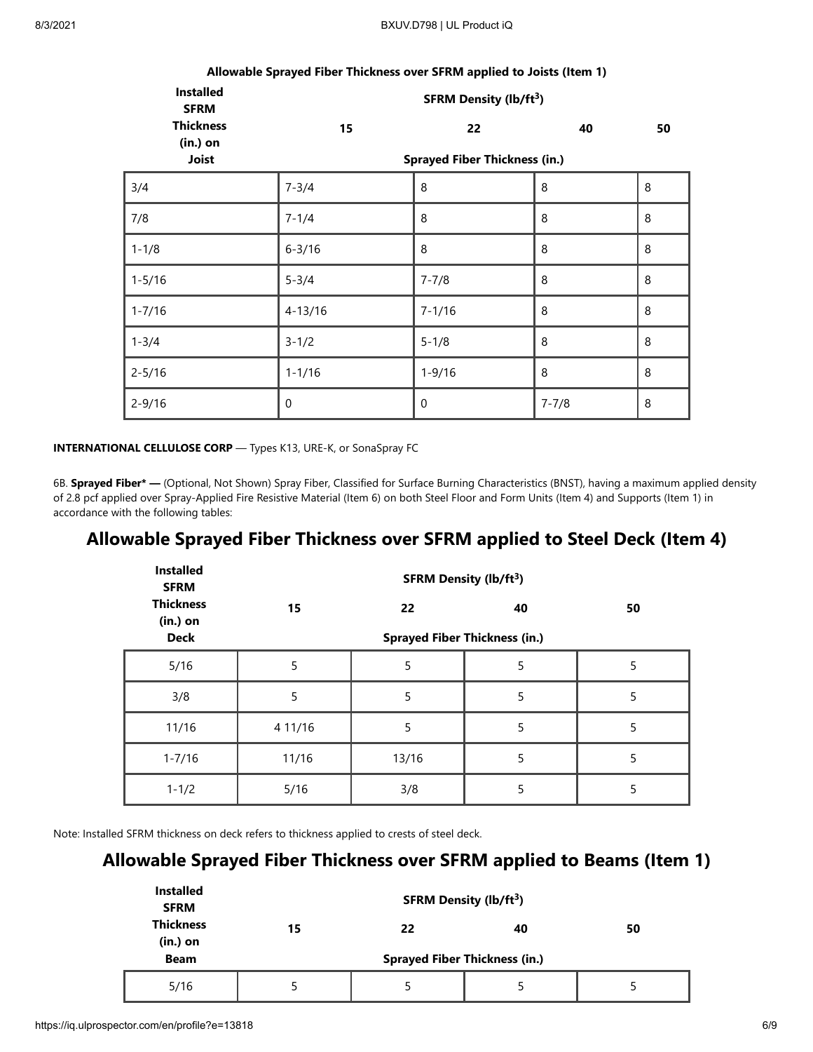**Allowable Sprayed Fiber Thickness over SFRM applied to Joists (Item 1)**

| Installed SFRM Thickness (in.) on Joist | SFRM Density ($lb/ft^3$) | | | |
|---|---|---|---|---|
| | 15 | 22 | 40 | 50 |
| | Sprayed Fiber Thickness (in.) | | | |
| 3/4 | 7-3/4 | 8 | 8 | 8 |
| 7/8 | 7-1/4 | 8 | 8 | 8 |
| 1-1/8 | 6-3/16 | 8 | 8 | 8 |
| 1-5/16 | 5-3/4 | 7-7/8 | 8 | 8 |
| 1-7/16 | 4-13/16 | 7-1/16 | 8 | 8 |
| 1-3/4 | 3-1/2 | 5-1/8 | 8 | 8 |
| 2-5/16 | 1-1/16 | 1-9/16 | 8 | 8 |
| 2-9/16 | 0 | 0 | 7-7/8 | 8 |

**INTERNATIONAL CELLULOSE CORP** — Types K13, URE-K, or SonaSpray FC

6B. **Sprayed Fiber* —** (Optional, Not Shown) Spray Fiber, Classified for Surface Burning Characteristics (BNST), having a maximum applied density of 2.8 pcf applied over Spray-Applied Fire Resistive Material (Item 6) on both Steel Floor and Form Units (Item 4) and Supports (Item 1) in accordance with the following tables:

## Allowable Sprayed Fiber Thickness over SFRM applied to Steel Deck (Item 4)

| Installed SFRM Thickness (in.) on Deck | SFRM Density ($lb/ft^3$) | | | |
|---|---|---|---|---|
| | 15 | 22 | 40 | 50 |
| | Sprayed Fiber Thickness (in.) | | | |
| 5/16 | 5 | 5 | 5 | 5 |
| 3/8 | 5 | 5 | 5 | 5 |
| 11/16 | 4 11/16 | 5 | 5 | 5 |
| 1-7/16 | 11/16 | 13/16 | 5 | 5 |
| 1-1/2 | 5/16 | 3/8 | 5 | 5 |

Note: Installed SFRM thickness on deck refers to thickness applied to crests of steel deck.

## Allowable Sprayed Fiber Thickness over SFRM applied to Beams (Item 1)

| Installed SFRM Thickness (in.) on Beam | SFRM Density ($lb/ft^3$) | | | |
|---|---|---|---|---|
| | 15 | 22 | 40 | 50 |
| | Sprayed Fiber Thickness (in.) | | | |
| 5/16 | 5 | 5 | 5 | 5 |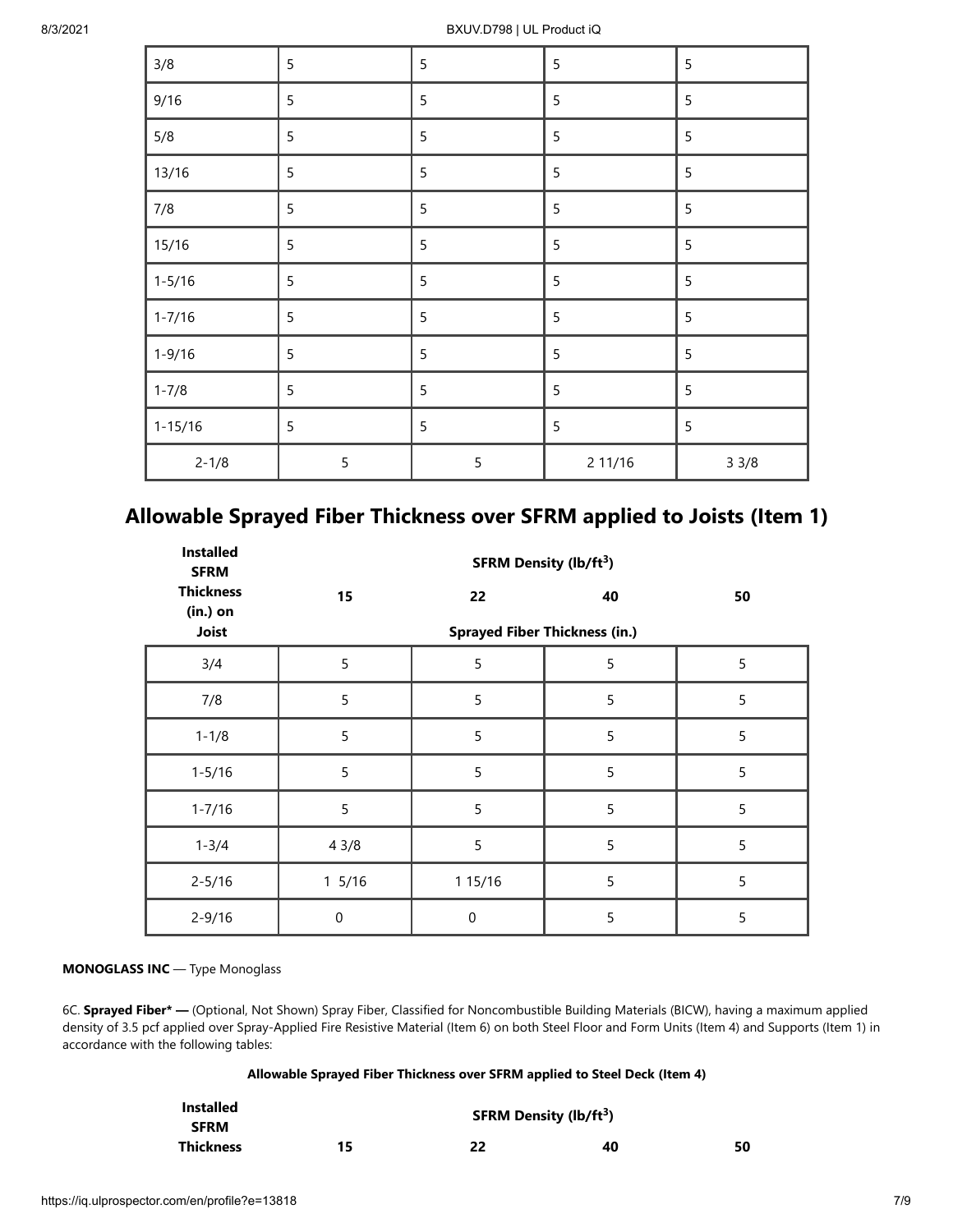| 3/8 | 5 | 5 | 5 | 5 |
|---|---|---|---|---|
| 9/16 | 5 | 5 | 5 | 5 |
| 5/8 | 5 | 5 | 5 | 5 |
| 13/16 | 5 | 5 | 5 | 5 |
| 7/8 | 5 | 5 | 5 | 5 |
| 15/16 | 5 | 5 | 5 | 5 |
| 1-5/16 | 5 | 5 | 5 | 5 |
| 1-7/16 | 5 | 5 | 5 | 5 |
| 1-9/16 | 5 | 5 | 5 | 5 |
| 1-7/8 | 5 | 5 | 5 | 5 |
| 1-15/16 | 5 | 5 | 5 | 5 |
| 2-1/8 | 5 | 5 | 2 11/16 | 3 3/8 |

## Allowable Sprayed Fiber Thickness over SFRM applied to Joists (Item 1)

| Installed SFRM Thickness (in.) on Joist | SFRM Density (lb/ft$^3$) | | | |
|---|---|---|---|---|
| | 15 | 22 | 40 | 50 |
| | Sprayed Fiber Thickness (in.) | | | |
| 3/4 | 5 | 5 | 5 | 5 |
| 7/8 | 5 | 5 | 5 | 5 |
| 1-1/8 | 5 | 5 | 5 | 5 |
| 1-5/16 | 5 | 5 | 5 | 5 |
| 1-7/16 | 5 | 5 | 5 | 5 |
| 1-3/4 | 4 3/8 | 5 | 5 | 5 |
| 2-5/16 | 1 5/16 | 1 15/16 | 5 | 5 |
| 2-9/16 | 0 | 0 | 5 | 5 |

**MONOGLASS INC** — Type Monoglass

6C. **Sprayed Fiber* —** (Optional, Not Shown) Spray Fiber, Classified for Noncombustible Building Materials (BICW), having a maximum applied density of 3.5 pcf applied over Spray-Applied Fire Resistive Material (Item 6) on both Steel Floor and Form Units (Item 4) and Supports (Item 1) in accordance with the following tables:

**Allowable Sprayed Fiber Thickness over SFRM applied to Steel Deck (Item 4)**

| Installed SFRM Thickness | SFRM Density (lb/ft$^3$) | | | |
|---|---|---|---|---|
| | 15 | 22 | 40 | 50 |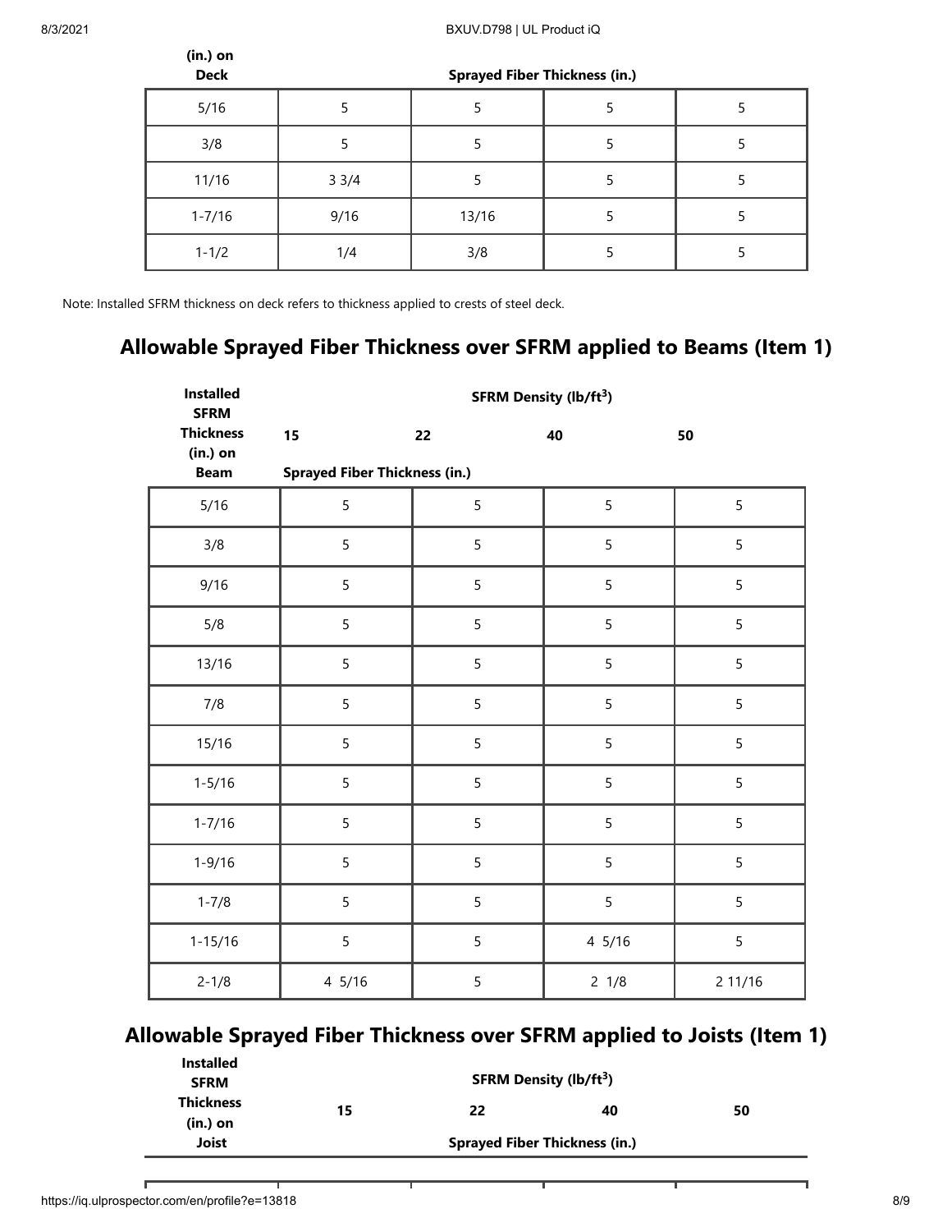| (in.) on Deck | Sprayed Fiber Thickness (in.) | | | |
|---|---|---|---|---|
| 5/16 | 5 | 5 | 5 | 5 |
| 3/8 | 5 | 5 | 5 | 5 |
| 11/16 | 3 3/4 | 5 | 5 | 5 |
| 1-7/16 | 9/16 | 13/16 | 5 | 5 |
| 1-1/2 | 1/4 | 3/8 | 5 | 5 |

Note: Installed SFRM thickness on deck refers to thickness applied to crests of steel deck.

## Allowable Sprayed Fiber Thickness over SFRM applied to Beams (Item 1)

| Installed SFRM Thickness (in.) on Beam | SFRM Density ($lb/ft^3$) | | | |
|---|---|---|---|---|
| | 15 | 22 | 40 | 50 |
| | Sprayed Fiber Thickness (in.) | | | |
| 5/16 | 5 | 5 | 5 | 5 |
| 3/8 | 5 | 5 | 5 | 5 |
| 9/16 | 5 | 5 | 5 | 5 |
| 5/8 | 5 | 5 | 5 | 5 |
| 13/16 | 5 | 5 | 5 | 5 |
| 7/8 | 5 | 5 | 5 | 5 |
| 15/16 | 5 | 5 | 5 | 5 |
| 1-5/16 | 5 | 5 | 5 | 5 |
| 1-7/16 | 5 | 5 | 5 | 5 |
| 1-9/16 | 5 | 5 | 5 | 5 |
| 1-7/8 | 5 | 5 | 5 | 5 |
| 1-15/16 | 5 | 5 | 4 5/16 | 5 |
| 2-1/8 | 4 5/16 | 5 | 2 1/8 | 2 11/16 |

## Allowable Sprayed Fiber Thickness over SFRM applied to Joists (Item 1)

| Installed SFRM Thickness (in.) on Joist | SFRM Density ($lb/ft^3$) | | | |
|---|---|---|---|---|
| | 15 | 22 | 40 | 50 |
| | Sprayed Fiber Thickness (in.) | | | |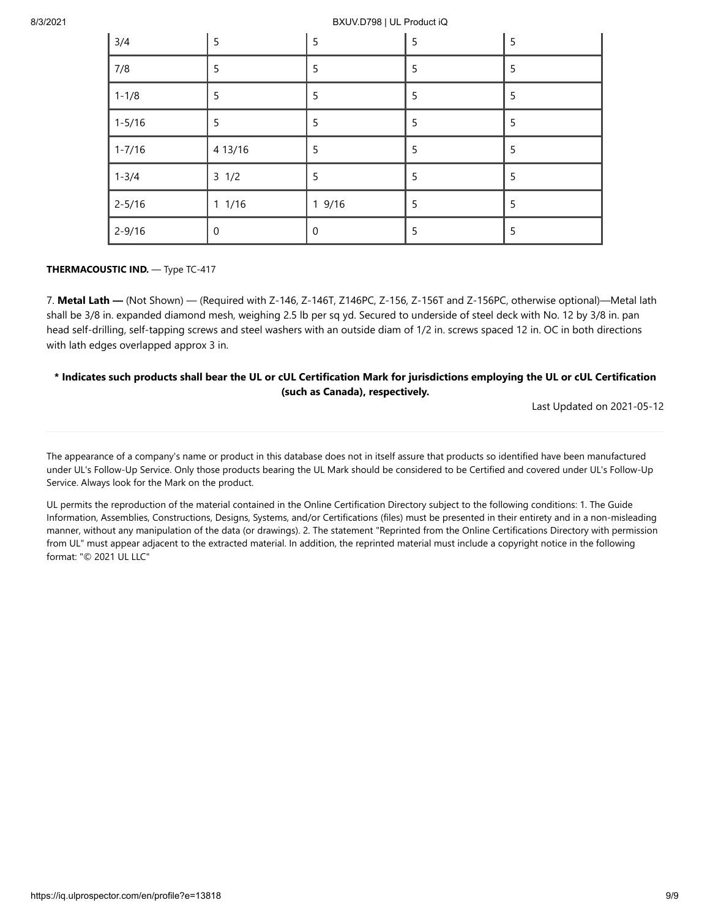| | | | | |
|---|---|---|---|---|
| 3/4 | 5 | 5 | 5 | 5 |
| 7/8 | 5 | 5 | 5 | 5 |
| 1-1/8 | 5 | 5 | 5 | 5 |
| 1-5/16 | 5 | 5 | 5 | 5 |
| 1-7/16 | 4 13/16 | 5 | 5 | 5 |
| 1-3/4 | 3 1/2 | 5 | 5 | 5 |
| 2-5/16 | 1 1/16 | 1 9/16 | 5 | 5 |
| 2-9/16 | 0 | 0 | 5 | 5 |

**THERMACOUSTIC IND.** — Type TC-417

7. **Metal Lath —** (Not Shown) — (Required with Z-146, Z-146T, Z146PC, Z-156, Z-156T and Z-156PC, otherwise optional)—Metal lath shall be 3/8 in. expanded diamond mesh, weighing 2.5 lb per sq yd. Secured to underside of steel deck with No. 12 by 3/8 in. pan head self-drilling, self-tapping screws and steel washers with an outside diam of 1/2 in. screws spaced 12 in. OC in both directions with lath edges overlapped approx 3 in.

**\* Indicates such products shall bear the UL or cUL Certification Mark for jurisdictions employing the UL or cUL Certification (such as Canada), respectively.**

Last Updated on 2021-05-12

---

The appearance of a company's name or product in this database does not in itself assure that products so identified have been manufactured under UL's Follow-Up Service. Only those products bearing the UL Mark should be considered to be Certified and covered under UL's Follow-Up Service. Always look for the Mark on the product.

UL permits the reproduction of the material contained in the Online Certification Directory subject to the following conditions: 1. The Guide Information, Assemblies, Constructions, Designs, Systems, and/or Certifications (files) must be presented in their entirety and in a non-misleading manner, without any manipulation of the data (or drawings). 2. The statement "Reprinted from the Online Certifications Directory with permission from UL" must appear adjacent to the extracted material. In addition, the reprinted material must include a copyright notice in the following format: "© 2021 UL LLC"